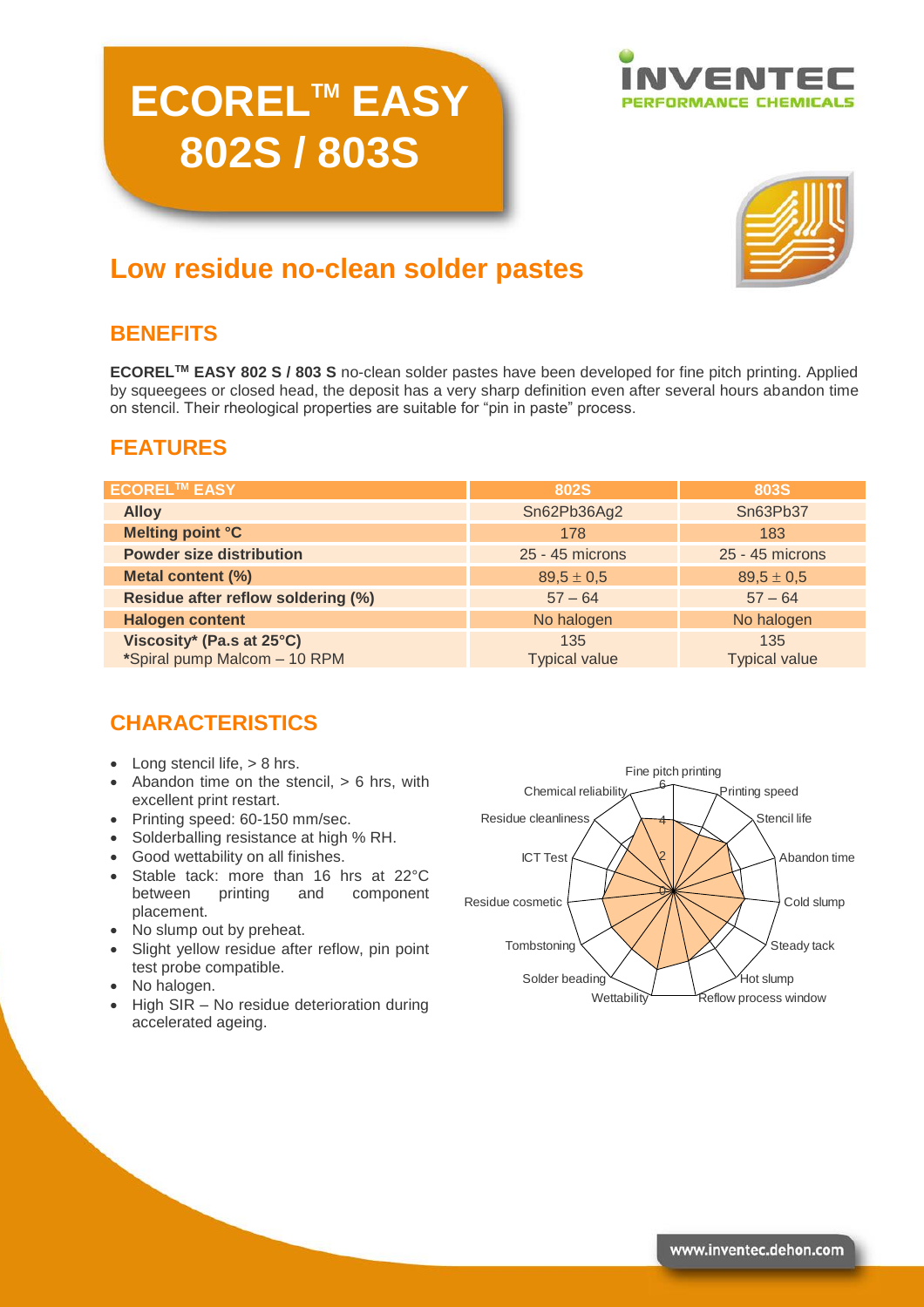# ECOREL™ EASY 802S / 803S

## Low residue no-clean solder pastes

## BENEFITS

**ECOREL™ EASY 802 S / 803 S** no-clean solder pastes have been developed for fine pitch printing. Applied by squeegees or closed head, the deposit has a very sharp definition even after several hours abandon time on stencil. Their rheological properties are suitable for "pin in paste" process.

## FEATURES

| ECOREL™ EASY | 802S | 803S |
|---|---|---|
| **Alloy** | Sn62Pb36Ag2 | Sn63Pb37 |
| **Melting point °C** | 178 | 183 |
| **Powder size distribution** | 25 - 45 microns | 25 - 45 microns |
| **Metal content (%)** | 89,5 ± 0,5 | 89,5 ± 0,5 |
| **Residue after reflow soldering (%)** | 57 – 64 | 57 – 64 |
| **Halogen content** | No halogen | No halogen |
| **Viscosity* (Pa.s at 25°C)** *Spiral pump Malcom – 10 RPM | 135 Typical value | 135 Typical value |

## CHARACTERISTICS

- Long stencil life, > 8 hrs.
- Abandon time on the stencil, > 6 hrs, with excellent print restart.
- Printing speed: 60-150 mm/sec.
- Solderballing resistance at high % RH.
- Good wettability on all finishes.
- Stable tack: more than 16 hrs at 22°C between printing and component placement.
- No slump out by preheat.
- Slight yellow residue after reflow, pin point test probe compatible.
- No halogen.
- High SIR – No residue deterioration during accelerated ageing.

Fine pitch printing, Printing speed, Stencil life, Abandon time, Cold slump, Steady tack, Hot slump, Reflow process window, Wettability, Solder beading, Tombstoning, Residue cosmetic, ICT Test, Residue cleanliness, Chemical reliability (scale 0–6)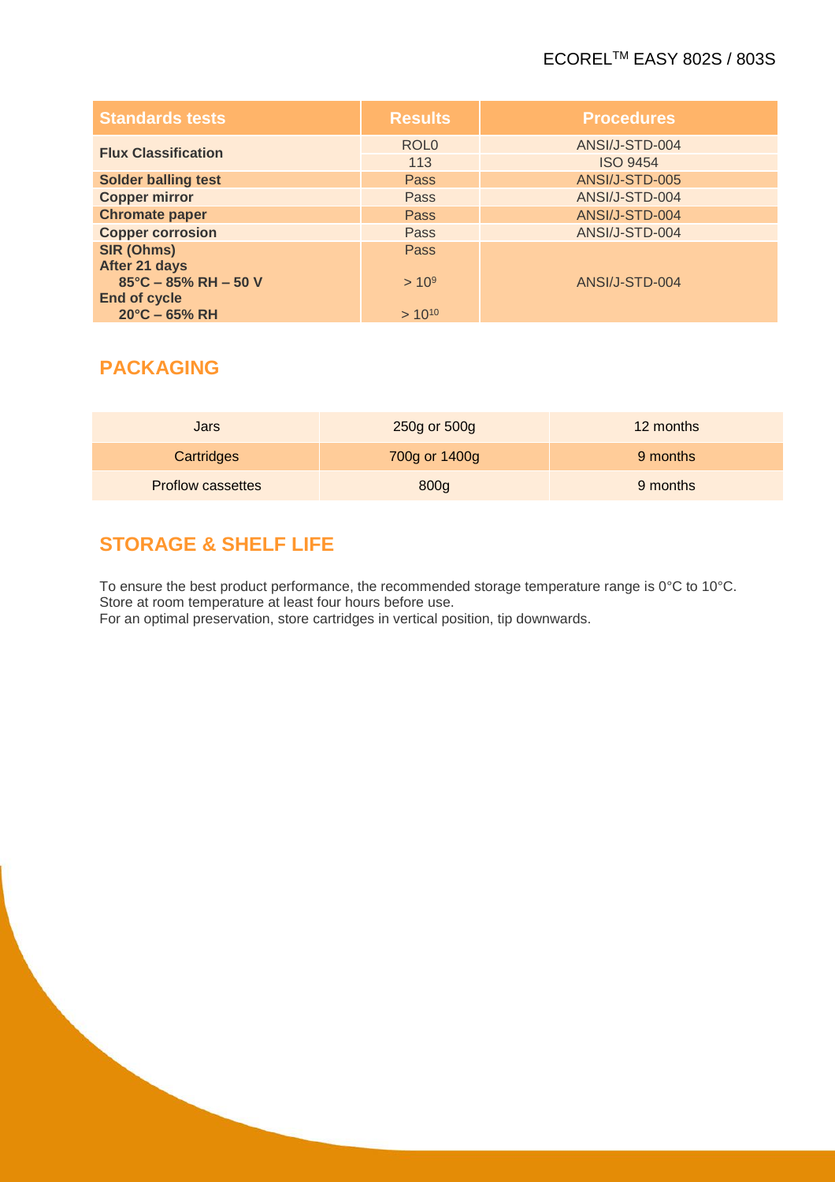| **Standards tests** | **Results** | **Procedures** |
|---|---|---|
| **Flux Classification** | ROL0 | ANSI/J-STD-004 |
| | 113 | ISO 9454 |
| **Solder balling test** | Pass | ANSI/J-STD-005 |
| **Copper mirror** | Pass | ANSI/J-STD-004 |
| **Chromate paper** | Pass | ANSI/J-STD-004 |
| **Copper corrosion** | Pass | ANSI/J-STD-004 |
| **SIR (Ohms)** | Pass | ANSI/J-STD-004 |
| **After 21 days** **85°C – 85% RH – 50 V** | $> 10^9$ | |
| **End of cycle** **20°C – 65% RH** | $> 10^{10}$ | |

## PACKAGING

| Jars | 250g or 500g | 12 months |
|---|---|---|
| Cartridges | 700g or 1400g | 9 months |
| Proflow cassettes | 800g | 9 months |

## STORAGE & SHELF LIFE

To ensure the best product performance, the recommended storage temperature range is 0°C to 10°C. Store at room temperature at least four hours before use.
For an optimal preservation, store cartridges in vertical position, tip downwards.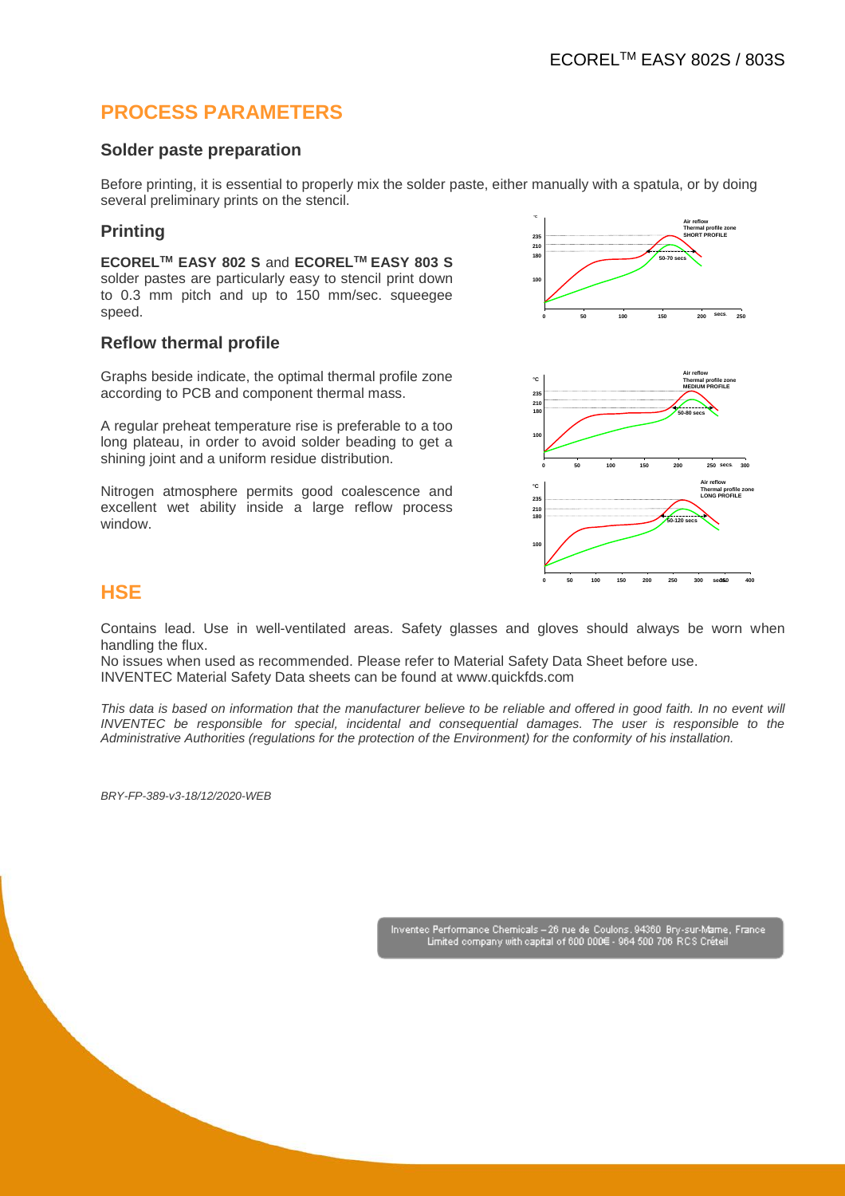## PROCESS PARAMETERS

### Solder paste preparation

Before printing, it is essential to properly mix the solder paste, either manually with a spatula, or by doing several preliminary prints on the stencil.

### Printing

**ECOREL$^{TM}$ EASY 802 S** and **ECOREL$^{TM}$ EASY 803 S** solder pastes are particularly easy to stencil print down to 0.3 mm pitch and up to 150 mm/sec. squeegee speed.

### Reflow thermal profile

Graphs beside indicate, the optimal thermal profile zone according to PCB and component thermal mass.

A regular preheat temperature rise is preferable to a too long plateau, in order to avoid solder beading to get a shining joint and a uniform residue distribution.

Nitrogen atmosphere permits good coalescence and excellent wet ability inside a large reflow process window.

°C
235
210
180
100
Air reflow
Thermal profile zone
SHORT PROFILE
50-70 secs
0 50 100 150 200 secs. 250

°C
235
210
180
100
Air reflow
Thermal profile zone
MEDIUM PROFILE
50-80 secs
0 50 100 150 200 250 secs. 300

°C
235
210
180
100
Air reflow
Thermal profile zone
LONG PROFILE
50-120 secs
0 50 100 150 200 250 300 secs. 350 400

## HSE

Contains lead. Use in well-ventilated areas. Safety glasses and gloves should always be worn when handling the flux.
No issues when used as recommended. Please refer to Material Safety Data Sheet before use.
INVENTEC Material Safety Data sheets can be found at www.quickfds.com

*This data is based on information that the manufacturer believe to be reliable and offered in good faith. In no event will INVENTEC be responsible for special, incidental and consequential damages. The user is responsible to the Administrative Authorities (regulations for the protection of the Environment) for the conformity of his installation.*

*BRY-FP-389-v3-18/12/2020-WEB*

Inventec Performance Chemicals – 26 rue de Coulons. 94360 Bry-sur-Marne, France
Limited company with capital of 600 000€ - 964 500 706 RCS Créteil